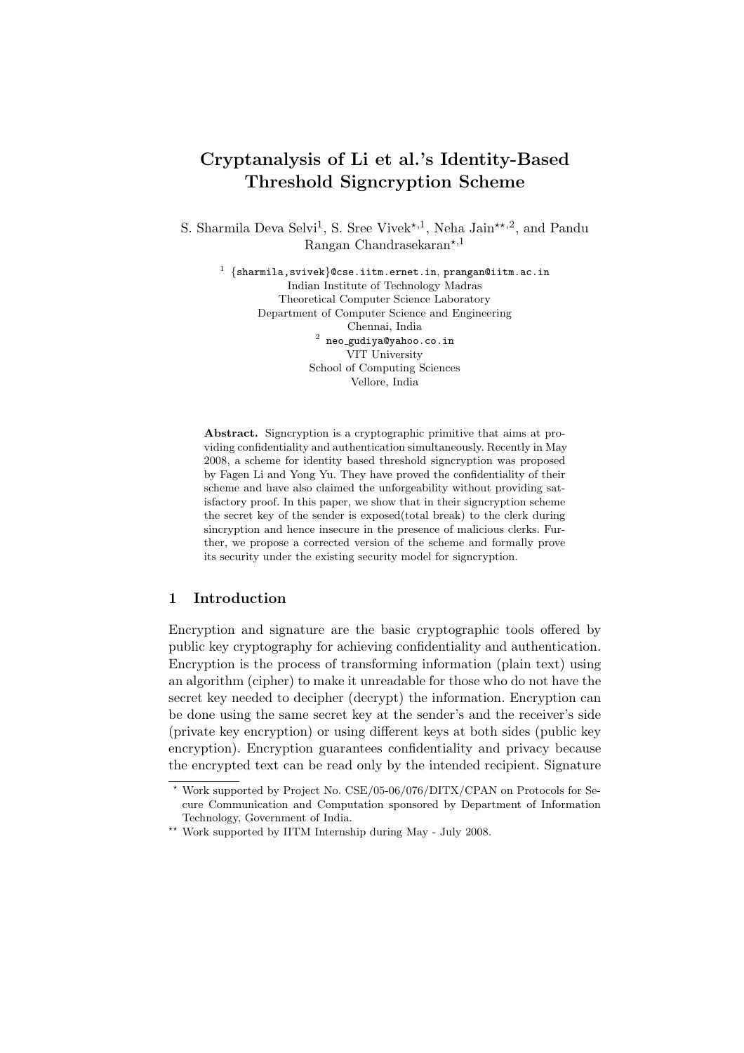# Cryptanalysis of Li et al.'s Identity-Based Threshold Signcryption Scheme

S. Sharmila Deva Selvi[1], S. Sree Vivek[⋆,1], Neha Jain[⋆⋆,2], and Pandu Rangan Chandrasekaran[⋆,1]

[1] {sharmila,svivek}@cse.iitm.ernet.in, prangan@iitm.ac.in
Indian Institute of Technology Madras
Theoretical Computer Science Laboratory
Department of Computer Science and Engineering
Chennai, India

[2] neo_gudiya@yahoo.co.in
VIT University
School of Computing Sciences
Vellore, India

**Abstract.** Signcryption is a cryptographic primitive that aims at providing confidentiality and authentication simultaneously. Recently in May 2008, a scheme for identity based threshold signcryption was proposed by Fagen Li and Yong Yu. They have proved the confidentiality of their scheme and have also claimed the unforgeability without providing satisfactory proof. In this paper, we show that in their signcryption scheme the secret key of the sender is exposed(total break) to the clerk during sincryption and hence insecure in the presence of malicious clerks. Further, we propose a corrected version of the scheme and formally prove its security under the existing security model for signcryption.

## 1 Introduction

Encryption and signature are the basic cryptographic tools offered by public key cryptography for achieving confidentiality and authentication. Encryption is the process of transforming information (plain text) using an algorithm (cipher) to make it unreadable for those who do not have the secret key needed to decipher (decrypt) the information. Encryption can be done using the same secret key at the sender's and the receiver's side (private key encryption) or using different keys at both sides (public key encryption). Encryption guarantees confidentiality and privacy because the encrypted text can be read only by the intended recipient. Signature

⋆ Work supported by Project No. CSE/05-06/076/DITX/CPAN on Protocols for Secure Communication and Computation sponsored by Department of Information Technology, Government of India.

⋆⋆ Work supported by IITM Internship during May - July 2008.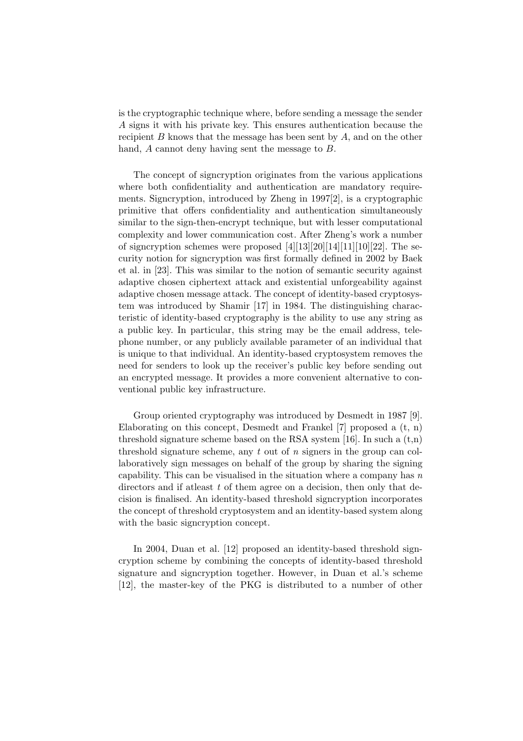is the cryptographic technique where, before sending a message the sender $A$ signs it with his private key. This ensures authentication because the recipient $B$ knows that the message has been sent by $A$, and on the other hand, $A$ cannot deny having sent the message to $B$.

The concept of signcryption originates from the various applications where both confidentiality and authentication are mandatory requirements. Signcryption, introduced by Zheng in 1997[2], is a cryptographic primitive that offers confidentiality and authentication simultaneously similar to the sign-then-encrypt technique, but with lesser computational complexity and lower communication cost. After Zheng's work a number of signcryption schemes were proposed [4][13][20][14][11][10][22]. The security notion for signcryption was first formally defined in 2002 by Baek et al. in [23]. This was similar to the notion of semantic security against adaptive chosen ciphertext attack and existential unforgeability against adaptive chosen message attack. The concept of identity-based cryptosystem was introduced by Shamir [17] in 1984. The distinguishing characteristic of identity-based cryptography is the ability to use any string as a public key. In particular, this string may be the email address, telephone number, or any publicly available parameter of an individual that is unique to that individual. An identity-based cryptosystem removes the need for senders to look up the receiver's public key before sending out an encrypted message. It provides a more convenient alternative to conventional public key infrastructure.

Group oriented cryptography was introduced by Desmedt in 1987 [9]. Elaborating on this concept, Desmedt and Frankel [7] proposed a (t, n) threshold signature scheme based on the RSA system [16]. In such a (t,n) threshold signature scheme, any $t$ out of $n$ signers in the group can collaboratively sign messages on behalf of the group by sharing the signing capability. This can be visualised in the situation where a company has $n$ directors and if atleast $t$ of them agree on a decision, then only that decision is finalised. An identity-based threshold signcryption incorporates the concept of threshold cryptosystem and an identity-based system along with the basic signcryption concept.

In 2004, Duan et al. [12] proposed an identity-based threshold signcryption scheme by combining the concepts of identity-based threshold signature and signcryption together. However, in Duan et al.'s scheme [12], the master-key of the PKG is distributed to a number of other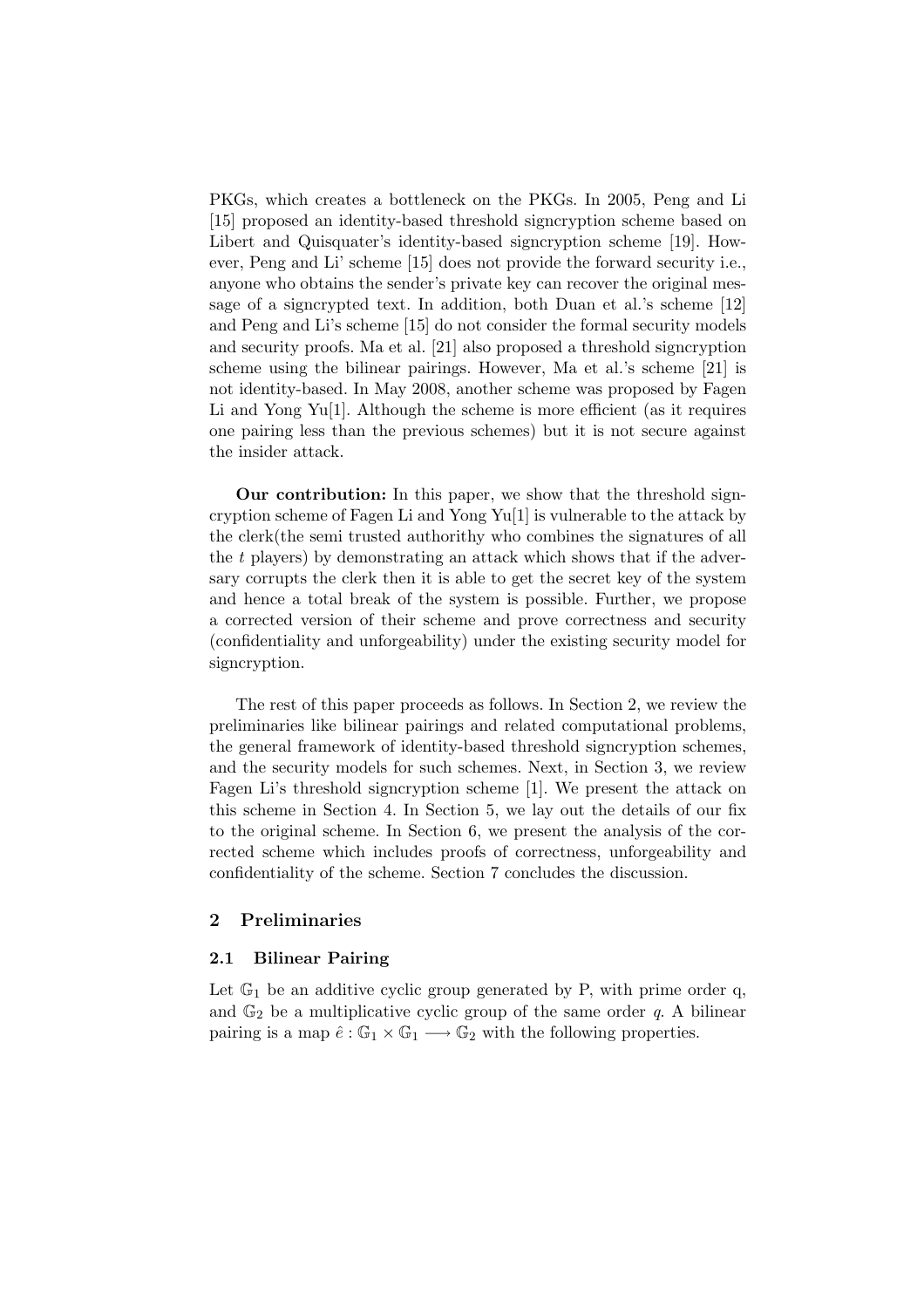PKGs, which creates a bottleneck on the PKGs. In 2005, Peng and Li [15] proposed an identity-based threshold signcryption scheme based on Libert and Quisquater's identity-based signcryption scheme [19]. However, Peng and Li' scheme [15] does not provide the forward security i.e., anyone who obtains the sender's private key can recover the original message of a signcrypted text. In addition, both Duan et al.'s scheme [12] and Peng and Li's scheme [15] do not consider the formal security models and security proofs. Ma et al. [21] also proposed a threshold signcryption scheme using the bilinear pairings. However, Ma et al.'s scheme [21] is not identity-based. In May 2008, another scheme was proposed by Fagen Li and Yong Yu[1]. Although the scheme is more efficient (as it requires one pairing less than the previous schemes) but it is not secure against the insider attack.

**Our contribution:** In this paper, we show that the threshold signcryption scheme of Fagen Li and Yong Yu[1] is vulnerable to the attack by the clerk(the semi trusted authorithy who combines the signatures of all the $t$ players) by demonstrating an attack which shows that if the adversary corrupts the clerk then it is able to get the secret key of the system and hence a total break of the system is possible. Further, we propose a corrected version of their scheme and prove correctness and security (confidentiality and unforgeability) under the existing security model for signcryption.

The rest of this paper proceeds as follows. In Section 2, we review the preliminaries like bilinear pairings and related computational problems, the general framework of identity-based threshold signcryption schemes, and the security models for such schemes. Next, in Section 3, we review Fagen Li's threshold signcryption scheme [1]. We present the attack on this scheme in Section 4. In Section 5, we lay out the details of our fix to the original scheme. In Section 6, we present the analysis of the corrected scheme which includes proofs of correctness, unforgeability and confidentiality of the scheme. Section 7 concludes the discussion.

## 2 Preliminaries

### 2.1 Bilinear Pairing

Let $\mathbb{G}_1$ be an additive cyclic group generated by P, with prime order q, and $\mathbb{G}_2$ be a multiplicative cyclic group of the same order $q$. A bilinear pairing is a map $\hat{e} : \mathbb{G}_1 \times \mathbb{G}_1 \longrightarrow \mathbb{G}_2$ with the following properties.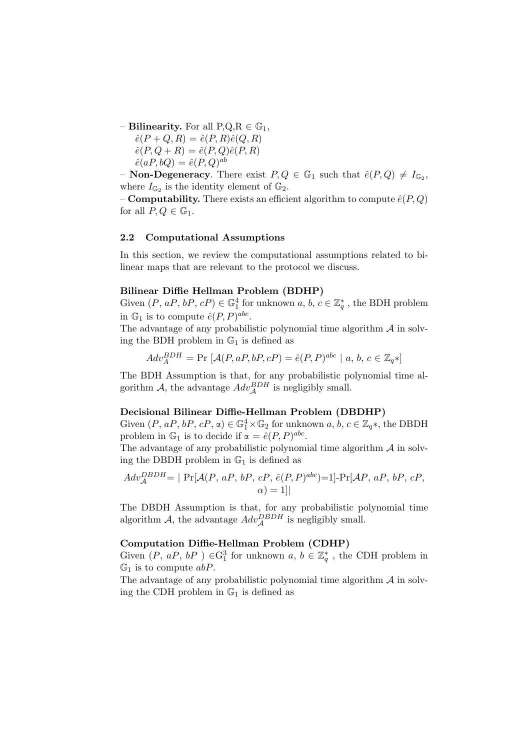– **Bilinearity.** For all P,Q,R $\in \mathbb{G}_1$,

$\hat{e}(P + Q, R) = \hat{e}(P, R)\hat{e}(Q, R)$

$\hat{e}(P, Q + R) = \hat{e}(P, Q)\hat{e}(P, R)$

$\hat{e}(aP, bQ) = \hat{e}(P, Q)^{ab}$

– **Non-Degeneracy**. There exist $P, Q \in \mathbb{G}_1$ such that $\hat{e}(P, Q) \neq I_{\mathbb{G}_2}$, where $I_{\mathbb{G}_2}$ is the identity element of $\mathbb{G}_2$.

– **Computability.** There exists an efficient algorithm to compute $\hat{e}(P, Q)$ for all $P, Q \in \mathbb{G}_1$.

### 2.2 Computational Assumptions

In this section, we review the computational assumptions related to bilinear maps that are relevant to the protocol we discuss.

**Bilinear Diffie Hellman Problem (BDHP)**

Given $(P,\, aP,\, bP,\, cP) \in \mathbb{G}_1^4$ for unknown $a,\, b,\, c \in \mathbb{Z}_q^*$ , the BDH problem in $\mathbb{G}_1$ is to compute $\hat{e}(P, P)^{abc}$.

The advantage of any probabilistic polynomial time algorithm $\mathcal{A}$ in solving the BDH problem in $\mathbb{G}_1$ is defined as

$$Adv_A^{BDH} = \Pr\ [\mathcal{A}(P, aP, bP, cP) = \hat{e}(P, P)^{abc} \mid a,\, b,\, c \in \mathbb{Z}_q*]$$

The BDH Assumption is that, for any probabilistic polynomial time algorithm $\mathcal{A}$, the advantage $Adv_{\mathcal{A}}^{BDH}$ is negligibly small.

**Decisional Bilinear Diffie-Hellman Problem (DBDHP)**

Given $(P,\, aP,\, bP,\, cP,\, \alpha) \in \mathbb{G}_1^4 \times \mathbb{G}_2$ for unknown $a,\, b,\, c \in \mathbb{Z}_q*$, the DBDH problem in $\mathbb{G}_1$ is to decide if $\alpha = \hat{e}(P, P)^{abc}$.

The advantage of any probabilistic polynomial time algorithm $\mathcal{A}$ in solving the DBDH problem in $\mathbb{G}_1$ is defined as

$$Adv_{\mathcal{A}}^{DBDH} = \mid \Pr[\mathcal{A}(P,\, aP,\, bP,\, cP,\, \hat{e}(P, P)^{abc}) = 1] - \Pr[\mathcal{A}P,\, aP,\, bP,\, cP,\, \alpha) = 1]|$$

The DBDH Assumption is that, for any probabilistic polynomial time algorithm $\mathcal{A}$, the advantage $Adv_{\mathcal{A}}^{DBDH}$ is negligibly small.

**Computation Diffie-Hellman Problem (CDHP)**

Given $(P,\, aP,\, bP\ ) \in \mathbb{G}_1^3$ for unknown $a,\, b \in \mathbb{Z}_q^*$ , the CDH problem in $\mathbb{G}_1$ is to compute $abP$.

The advantage of any probabilistic polynomial time algorithm $\mathcal{A}$ in solving the CDH problem in $\mathbb{G}_1$ is defined as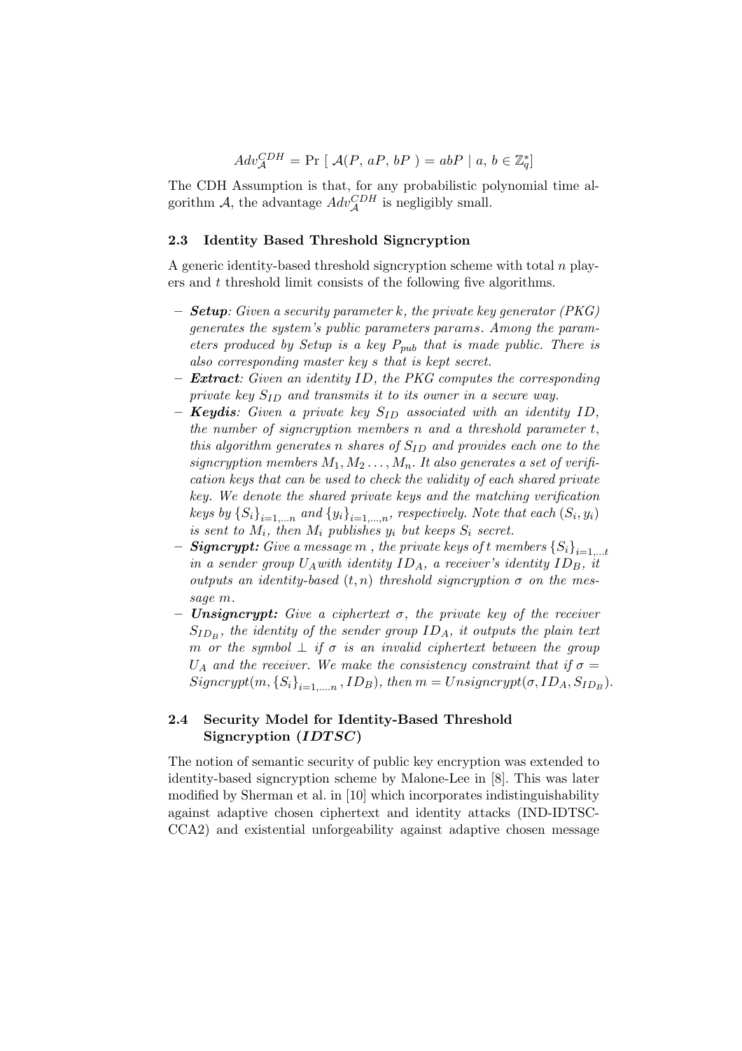$$Adv_{\mathcal{A}}^{CDH} = \Pr\ [\ \mathcal{A}(P,\ aP,\ bP\ ) = abP \mid a,\, b \in \mathbb{Z}_q^*]$$

The CDH Assumption is that, for any probabilistic polynomial time algorithm $\mathcal{A}$, the advantage $Adv_{\mathcal{A}}^{CDH}$ is negligibly small.

### 2.3 Identity Based Threshold Signcryption

A generic identity-based threshold signcryption scheme with total $n$ players and $t$ threshold limit consists of the following five algorithms.

- ***Setup***: *Given a security parameter $k$, the private key generator (PKG) generates the system's public parameters params. Among the parameters produced by Setup is a key $P_{pub}$ that is made public. There is also corresponding master key $s$ that is kept secret.*
- ***Extract***: *Given an identity $ID$, the PKG computes the corresponding private key $S_{ID}$ and transmits it to its owner in a secure way.*
- ***Keydis***: *Given a private key $S_{ID}$ associated with an identity $ID$, the number of signcryption members $n$ and a threshold parameter $t$, this algorithm generates $n$ shares of $S_{ID}$ and provides each one to the signcryption members $M_1, M_2 \ldots, M_n$. It also generates a set of verification keys that can be used to check the validity of each shared private key. We denote the shared private keys and the matching verification keys by $\{S_i\}_{i=1,\ldots n}$ and $\{y_i\}_{i=1,\ldots,n}$, respectively. Note that each $(S_i, y_i)$ is sent to $M_i$, then $M_i$ publishes $y_i$ but keeps $S_i$ secret.*
- ***Signcrypt:*** *Give a message $m$ , the private keys of $t$ members $\{S_i\}_{i=1,\ldots t}$ in a sender group $U_A$ with identity $ID_A$, a receiver's identity $ID_B$, it outputs an identity-based $(t, n)$ threshold signcryption $\sigma$ on the message $m$.*
- ***Unsigncrypt:*** *Give a ciphertext $\sigma$, the private key of the receiver $S_{ID_B}$, the identity of the sender group $ID_A$, it outputs the plain text $m$ or the symbol $\perp$ if $\sigma$ is an invalid ciphertext between the group $U_A$ and the receiver. We make the consistency constraint that if $\sigma = Signcrypt(m, \{S_i\}_{i=1,\ldots,n}, ID_B)$, then $m = Unsigncrypt(\sigma, ID_A, S_{ID_B})$.*

### 2.4 Security Model for Identity-Based Threshold Signcryption (*IDTSC*)

The notion of semantic security of public key encryption was extended to identity-based signcryption scheme by Malone-Lee in [8]. This was later modified by Sherman et al. in [10] which incorporates indistinguishability against adaptive chosen ciphertext and identity attacks (IND-IDTSC-CCA2) and existential unforgeability against adaptive chosen message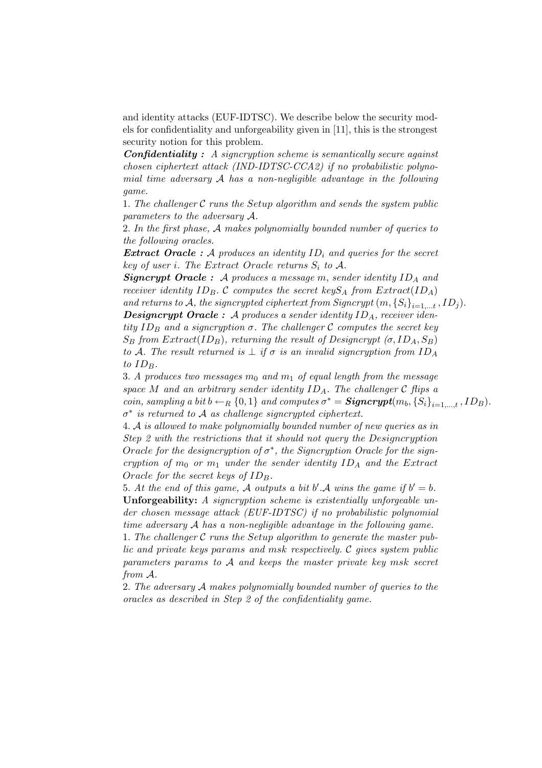and identity attacks (EUF-IDTSC). We describe below the security models for confidentiality and unforgeability given in [11], this is the strongest security notion for this problem.

***Confidentiality :*** *A signcryption scheme is semantically secure against chosen ciphertext attack (IND-IDTSC-CCA2) if no probabilistic polynomial time adversary $\mathcal{A}$ has a non-negligible advantage in the following game.*

1. *The challenger $\mathcal{C}$ runs the Setup algorithm and sends the system public parameters to the adversary $\mathcal{A}$.*

2. *In the first phase, $\mathcal{A}$ makes polynomially bounded number of queries to the following oracles.*

***Extract Oracle :*** *$\mathcal{A}$ produces an identity $ID_i$ and queries for the secret key of user $i$. The Extract Oracle returns $S_i$ to $\mathcal{A}$.*

***Signcrypt Oracle :*** *$\mathcal{A}$ produces a message $m$, sender identity $ID_A$ and receiver identity $ID_B$. $\mathcal{C}$ computes the secret key$S_A$ from Extract($ID_A$) and returns to $\mathcal{A}$, the signcrypted ciphertext from Signcrypt $(m, \{S_i\}_{i=1,...t}, ID_j)$.*

***Designcrypt Oracle :*** *$\mathcal{A}$ produces a sender identity $ID_A$, receiver identity $ID_B$ and a signcryption $\sigma$. The challenger $\mathcal{C}$ computes the secret key $S_B$ from Extract($ID_B$), returning the result of Designcrypt $(\sigma, ID_A, S_B)$ to $\mathcal{A}$. The result returned is $\perp$ if $\sigma$ is an invalid signcryption from $ID_A$ to $ID_B$.*

3. *A produces two messages $m_0$ and $m_1$ of equal length from the message space $M$ and an arbitrary sender identity $ID_A$. The challenger $\mathcal{C}$ flips a coin, sampling a bit $b \leftarrow_R \{0,1\}$ and computes $\sigma^* =$ **Signcrypt**$(m_b, \{S_i\}_{i=1,...,t}, ID_B)$. $\sigma^*$ is returned to $\mathcal{A}$ as challenge signcrypted ciphertext.*

4. *$\mathcal{A}$ is allowed to make polynomially bounded number of new queries as in Step 2 with the restrictions that it should not query the Designcryption Oracle for the designcryption of $\sigma^*$, the Signcryption Oracle for the signcryption of $m_0$ or $m_1$ under the sender identity $ID_A$ and the Extract Oracle for the secret keys of $ID_B$.*

5. *At the end of this game, $\mathcal{A}$ outputs a bit $b'$.$\mathcal{A}$ wins the game if $b' = b$.*

**Unforgeability:** *A signcryption scheme is existentially unforgeable under chosen message attack (EUF-IDTSC) if no probabilistic polynomial time adversary $\mathcal{A}$ has a non-negligible advantage in the following game.*

1. *The challenger $\mathcal{C}$ runs the Setup algorithm to generate the master public and private keys params and msk respectively. $\mathcal{C}$ gives system public parameters params to $\mathcal{A}$ and keeps the master private key msk secret from $\mathcal{A}$.*

2. *The adversary $\mathcal{A}$ makes polynomially bounded number of queries to the oracles as described in Step 2 of the confidentiality game.*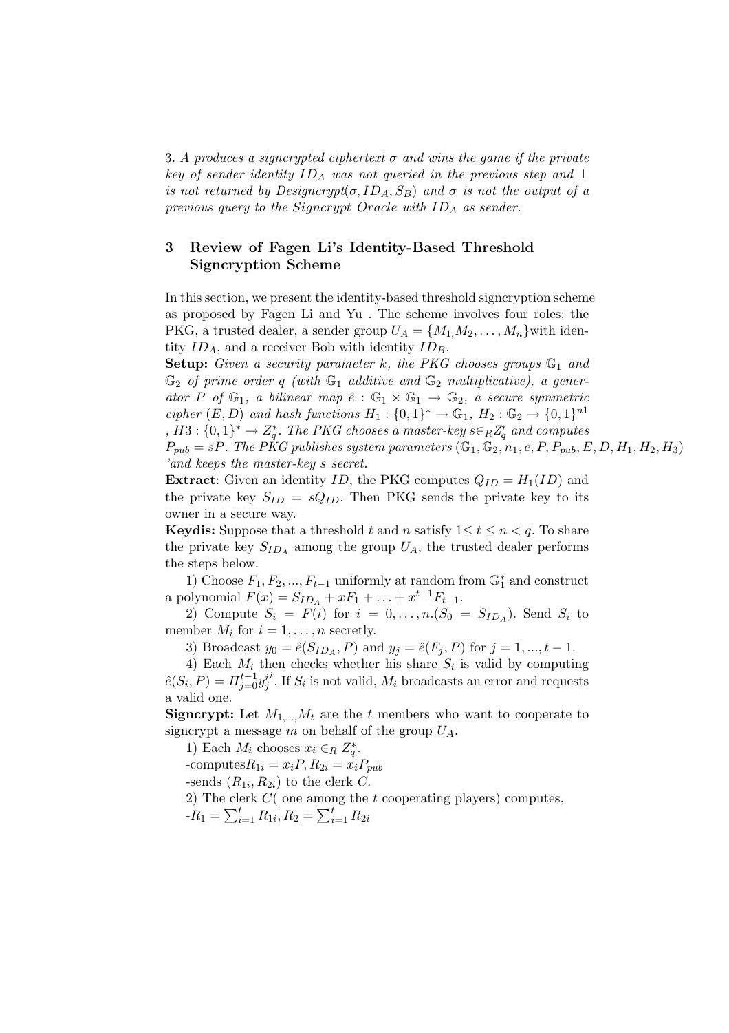3. *A produces a signcrypted ciphertext $\sigma$ and wins the game if the private key of sender identity $ID_A$ was not queried in the previous step and $\perp$ is not returned by Designcrypt($\sigma, ID_A, S_B$) and $\sigma$ is not the output of a previous query to the Signcrypt Oracle with $ID_A$ as sender.*

## 3 Review of Fagen Li's Identity-Based Threshold Signcryption Scheme

In this section, we present the identity-based threshold signcryption scheme as proposed by Fagen Li and Yu . The scheme involves four roles: the PKG, a trusted dealer, a sender group $U_A = \{M_1, M_2, \ldots, M_n\}$with identity $ID_A$, and a receiver Bob with identity $ID_B$.

**Setup:** *Given a security parameter k, the PKG chooses groups $\mathbb{G}_1$ and $\mathbb{G}_2$ of prime order q (with $\mathbb{G}_1$ additive and $\mathbb{G}_2$ multiplicative), a generator P of $\mathbb{G}_1$, a bilinear map $\hat{e} : \mathbb{G}_1 \times \mathbb{G}_1 \rightarrow \mathbb{G}_2$, a secure symmetric cipher $(E, D)$ and hash functions $H_1 : \{0,1\}^* \rightarrow \mathbb{G}_1$, $H_2 : \mathbb{G}_2 \rightarrow \{0,1\}^{n1}$ , $H3 : \{0,1\}^* \rightarrow Z_q^*$. The PKG chooses a master-key $s \in_R Z_q^*$ and computes $P_{pub} = sP$. The PKG publishes system parameters $(\mathbb{G}_1, \mathbb{G}_2, n_1, e, P, P_{pub}, E, D, H_1, H_2, H_3)$ 'and keeps the master-key s secret.*

**Extract**: Given an identity $ID$, the PKG computes $Q_{ID} = H_1(ID)$ and the private key $S_{ID} = sQ_{ID}$. Then PKG sends the private key to its owner in a secure way.

**Keydis:** Suppose that a threshold $t$ and $n$ satisfy $1 \leq t \leq n < q$. To share the private key $S_{ID_A}$ among the group $U_A$, the trusted dealer performs the steps below.

1) Choose $F_1, F_2, ..., F_{t-1}$ uniformly at random from $\mathbb{G}_1^*$ and construct a polynomial $F(x) = S_{ID_A} + xF_1 + \ldots + x^{t-1}F_{t-1}$.

2) Compute $S_i = F(i)$ for $i = 0, \ldots, n.(S_0 = S_{ID_A})$. Send $S_i$ to member $M_i$ for $i = 1, \ldots, n$ secretly.

3) Broadcast $y_0 = \hat{e}(S_{ID_A}, P)$ and $y_j = \hat{e}(F_j, P)$ for $j = 1, ..., t-1$.

4) Each $M_i$ then checks whether his share $S_i$ is valid by computing $\hat{e}(S_i, P) = \Pi_{j=0}^{t-1} y_j^{i^j}$. If $S_i$ is not valid, $M_i$ broadcasts an error and requests a valid one.

**Signcrypt:** Let $M_{1,...,}M_t$ are the $t$ members who want to cooperate to signcrypt a message $m$ on behalf of the group $U_A$.

1) Each $M_i$ chooses $x_i \in_R Z_q^*$.

-computes$R_{1i} = x_iP, R_{2i} = x_iP_{pub}$

-sends $(R_{1i}, R_{2i})$ to the clerk $C$.

2) The clerk $C$( one among the $t$ cooperating players) computes,

-$R_1 = \sum_{i=1}^{t} R_{1i}, R_2 = \sum_{i=1}^{t} R_{2i}$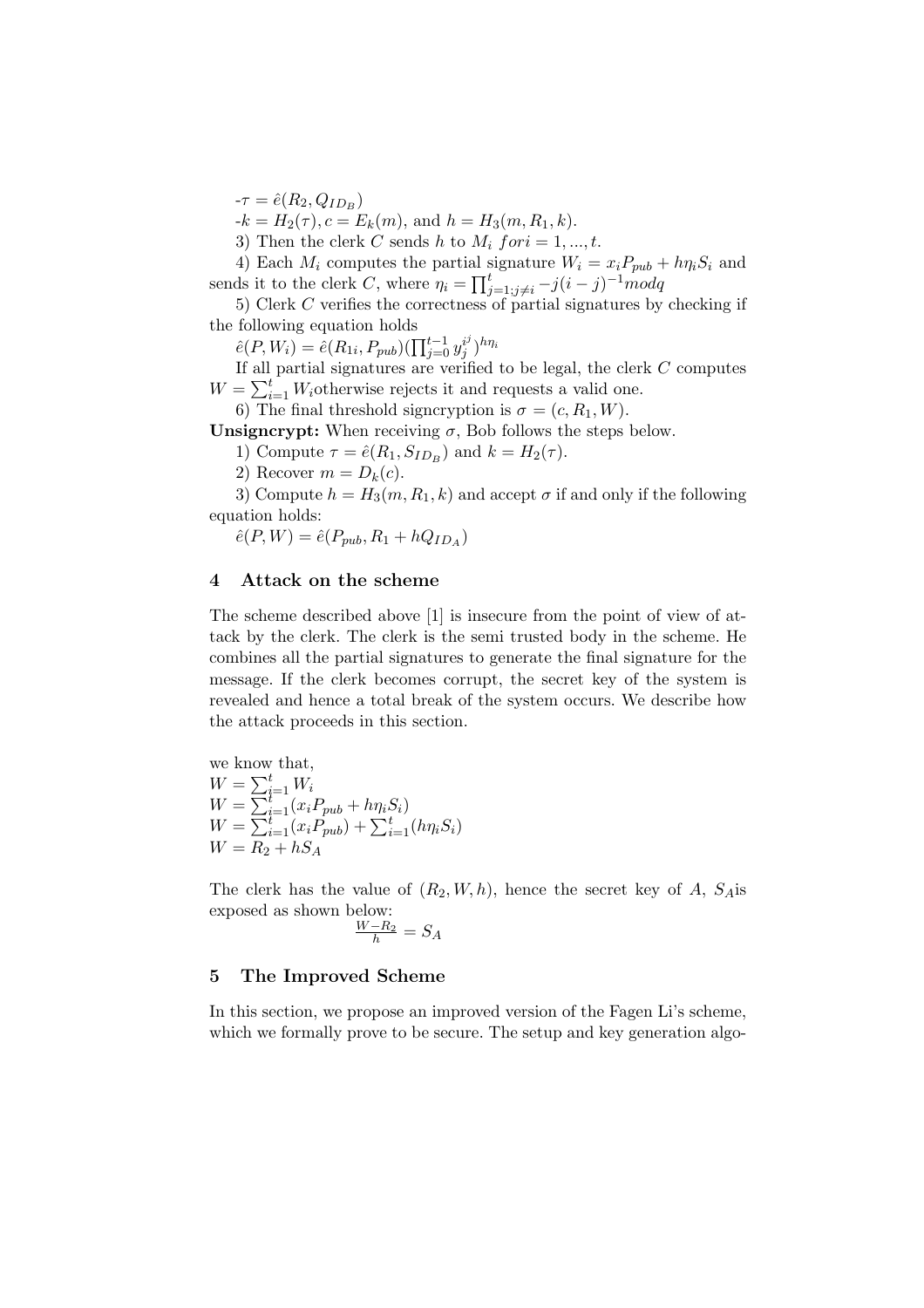-$\tau = \hat{e}(R_2, Q_{ID_B})$

-$k = H_2(\tau), c = E_k(m)$, and $h = H_3(m, R_1, k)$.

3) Then the clerk $C$ sends $h$ to $M_i \ for i = 1, ..., t$.

4) Each $M_i$ computes the partial signature $W_i = x_i P_{pub} + h\eta_i S_i$ and sends it to the clerk $C$, where $\eta_i = \prod_{j=1; j \neq i}^{t} -j(i-j)^{-1} mod q$

5) Clerk $C$ verifies the correctness of partial signatures by checking if the following equation holds

$\hat{e}(P, W_i) = \hat{e}(R_{1i}, P_{pub})(\prod_{j=0}^{t-1} y_j^{i^j})^{h\eta_i}$

If all partial signatures are verified to be legal, the clerk $C$ computes $W = \sum_{i=1}^{t} W_i$otherwise rejects it and requests a valid one.

6) The final threshold signcryption is $\sigma = (c, R_1, W)$.

**Unsigncrypt:** When receiving $\sigma$, Bob follows the steps below.

1) Compute $\tau = \hat{e}(R_1, S_{ID_B})$ and $k = H_2(\tau)$.

2) Recover $m = D_k(c)$.

3) Compute $h = H_3(m, R_1, k)$ and accept $\sigma$ if and only if the following equation holds:

$\hat{e}(P, W) = \hat{e}(P_{pub}, R_1 + hQ_{ID_A})$

## 4 Attack on the scheme

The scheme described above [1] is insecure from the point of view of attack by the clerk. The clerk is the semi trusted body in the scheme. He combines all the partial signatures to generate the final signature for the message. If the clerk becomes corrupt, the secret key of the system is revealed and hence a total break of the system occurs. We describe how the attack proceeds in this section.

we know that,

$W = \sum_{i=1}^{t} W_i$

$W = \sum_{i=1}^{t} (x_i P_{pub} + h\eta_i S_i)$

$W = \sum_{i=1}^{t} (x_i P_{pub}) + \sum_{i=1}^{t} (h\eta_i S_i)$

$W = R_2 + hS_A$

The clerk has the value of $(R_2, W, h)$, hence the secret key of A, $S_A$is exposed as shown below:

$$\frac{W - R_2}{h} = S_A$$

## 5 The Improved Scheme

In this section, we propose an improved version of the Fagen Li's scheme, which we formally prove to be secure. The setup and key generation algo-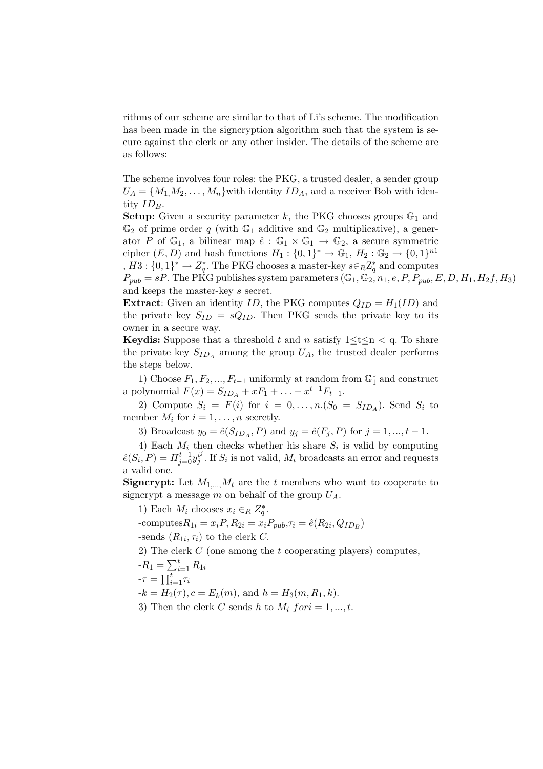rithms of our scheme are similar to that of Li's scheme. The modification has been made in the signcryption algorithm such that the system is secure against the clerk or any other insider. The details of the scheme are as follows:

The scheme involves four roles: the PKG, a trusted dealer, a sender group $U_A = \{M_1, M_2, \ldots, M_n\}$with identity $ID_A$, and a receiver Bob with identity $ID_B$.

**Setup:** Given a security parameter $k$, the PKG chooses groups $\mathbb{G}_1$ and $\mathbb{G}_2$ of prime order $q$ (with $\mathbb{G}_1$ additive and $\mathbb{G}_2$ multiplicative), a generator $P$ of $\mathbb{G}_1$, a bilinear map $\hat{e} : \mathbb{G}_1 \times \mathbb{G}_1 \rightarrow \mathbb{G}_2$, a secure symmetric cipher $(E, D)$ and hash functions $H_1 : \{0,1\}^* \rightarrow \mathbb{G}_1$, $H_2 : \mathbb{G}_2 \rightarrow \{0,1\}^{n1}$ , $H3 : \{0,1\}^* \rightarrow Z_q^*$. The PKG chooses a master-key $s \in_R \mathbb{Z}_q^*$ and computes $P_{pub} = sP$. The PKG publishes system parameters $(\mathbb{G}_1, \mathbb{G}_2, n_1, e, P, P_{pub}, E, D, H_1, H_2 f, H_3)$ and keeps the master-key $s$ secret.

**Extract**: Given an identity $ID$, the PKG computes $Q_{ID} = H_1(ID)$ and the private key $S_{ID} = sQ_{ID}$. Then PKG sends the private key to its owner in a secure way.

**Keydis:** Suppose that a threshold $t$ and $n$ satisfy $1 \leq t \leq n < q$. To share the private key $S_{ID_A}$ among the group $U_A$, the trusted dealer performs the steps below.

1) Choose $F_1, F_2, ..., F_{t-1}$ uniformly at random from $\mathbb{G}_1^*$ and construct a polynomial $F(x) = S_{ID_A} + xF_1 + \ldots + x^{t-1}F_{t-1}$.

2) Compute $S_i = F(i)$ for $i = 0, \ldots, n.(S_0 = S_{ID_A})$. Send $S_i$ to member $M_i$ for $i = 1, \ldots, n$ secretly.

3) Broadcast $y_0 = \hat{e}(S_{ID_A}, P)$ and $y_j = \hat{e}(F_j, P)$ for $j = 1, ..., t-1$.

4) Each $M_i$ then checks whether his share $S_i$ is valid by computing $\hat{e}(S_i, P) = \Pi_{j=0}^{t-1} y_j^{i^j}$. If $S_i$ is not valid, $M_i$ broadcasts an error and requests a valid one.

**Signcrypt:** Let $M_{1,\ldots,}M_t$ are the $t$ members who want to cooperate to signcrypt a message $m$ on behalf of the group $U_A$.

1) Each $M_i$ chooses $x_i \in_R Z_q^*$.

-computes$R_{1i} = x_i P, R_{2i} = x_i P_{pub}, \tau_i = \hat{e}(R_{2i}, Q_{ID_B})$

-sends $(R_{1i}, \tau_i)$ to the clerk $C$.

2) The clerk $C$ (one among the $t$ cooperating players) computes,

-$R_1 = \sum_{i=1}^{t} R_{1i}$

-$\tau = \prod_{i=1}^{t} \tau_i$

-$k = H_2(\tau), c = E_k(m)$, and $h = H_3(m, R_1, k)$.

3) Then the clerk $C$ sends $h$ to $M_i$ $fori = 1, ..., t$.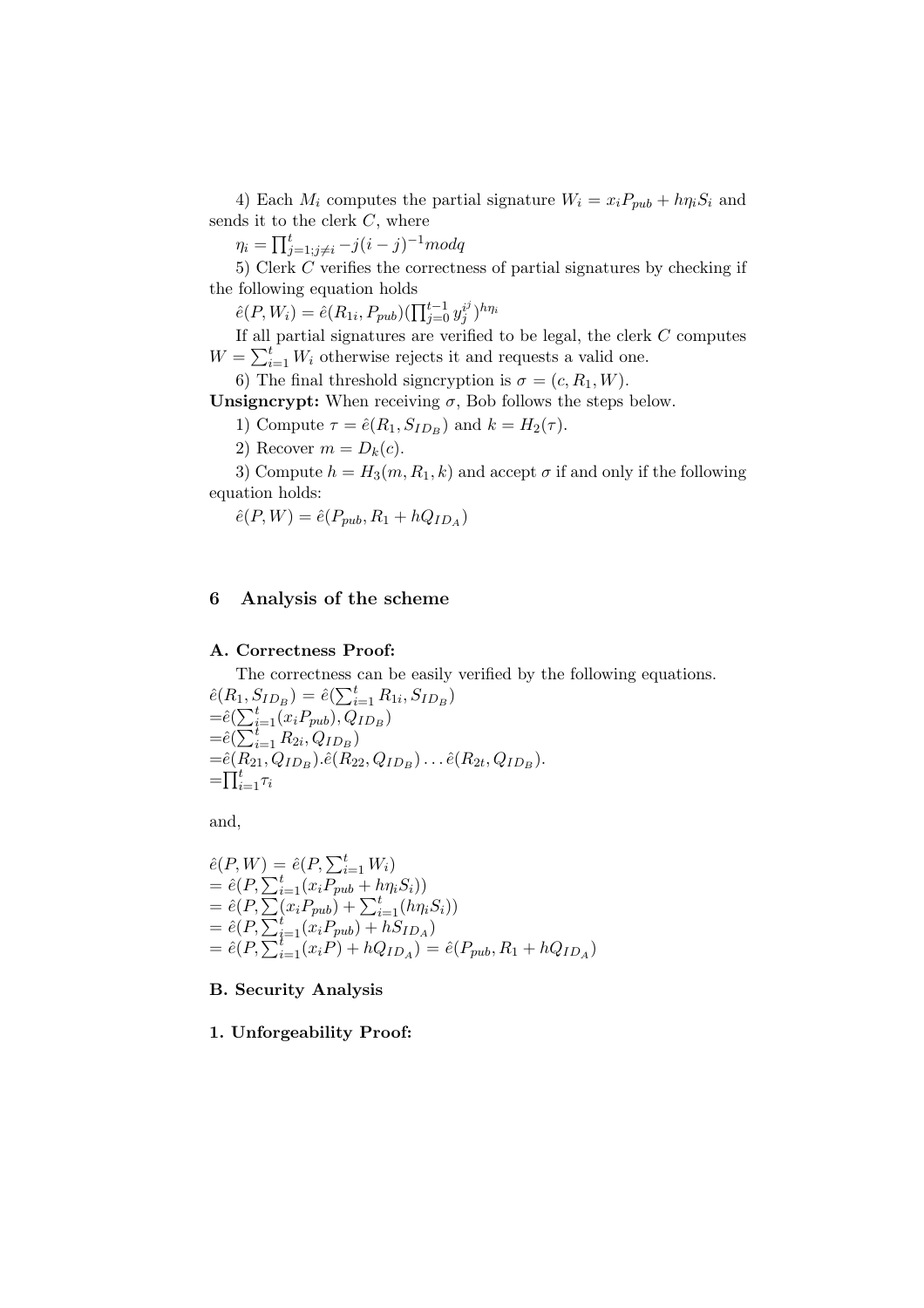4) Each $M_i$ computes the partial signature $W_i = x_i P_{pub} + h\eta_i S_i$ and sends it to the clerk $C$, where

$\eta_i = \prod_{j=1;j\neq i}^{t} -j(i-j)^{-1} mod q$

5) Clerk $C$ verifies the correctness of partial signatures by checking if the following equation holds

$\hat{e}(P, W_i) = \hat{e}(R_{1i}, P_{pub})(\prod_{j=0}^{t-1} y_j^{i^j})^{h\eta_i}$

If all partial signatures are verified to be legal, the clerk $C$ computes $W = \sum_{i=1}^{t} W_i$ otherwise rejects it and requests a valid one.

6) The final threshold signcryption is $\sigma = (c, R_1, W)$.

**Unsigncrypt:** When receiving $\sigma$, Bob follows the steps below.

1) Compute $\tau = \hat{e}(R_1, S_{ID_B})$ and $k = H_2(\tau)$.

2) Recover $m = D_k(c)$.

3) Compute $h = H_3(m, R_1, k)$ and accept $\sigma$ if and only if the following equation holds:

$\hat{e}(P, W) = \hat{e}(P_{pub}, R_1 + hQ_{ID_A})$

## 6 Analysis of the scheme

### A. Correctness Proof:

The correctness can be easily verified by the following equations.

$\hat{e}(R_1, S_{ID_B}) = \hat{e}(\sum_{i=1}^{t} R_{1i}, S_{ID_B})$
$=\hat{e}(\sum_{i=1}^{t}(x_i P_{pub}), Q_{ID_B})$
$=\hat{e}(\sum_{i=1}^{t} R_{2i}, Q_{ID_B})$
$=\hat{e}(R_{21}, Q_{ID_B}).\hat{e}(R_{22}, Q_{ID_B}) \ldots \hat{e}(R_{2t}, Q_{ID_B}).$
$=\prod_{i=1}^{t}\tau_i$

and,

$\hat{e}(P, W) = \hat{e}(P, \sum_{i=1}^{t} W_i)$
$= \hat{e}(P, \sum_{i=1}^{t}(x_i P_{pub} + h\eta_i S_i))$
$= \hat{e}(P, \sum(x_i P_{pub}) + \sum_{i=1}^{t}(h\eta_i S_i))$
$= \hat{e}(P, \sum_{i=1}^{t}(x_i P_{pub}) + hS_{ID_A})$
$= \hat{e}(P, \sum_{i=1}^{t}(x_i P) + hQ_{ID_A}) = \hat{e}(P_{pub}, R_1 + hQ_{ID_A})$

### B. Security Analysis

### 1. Unforgeability Proof: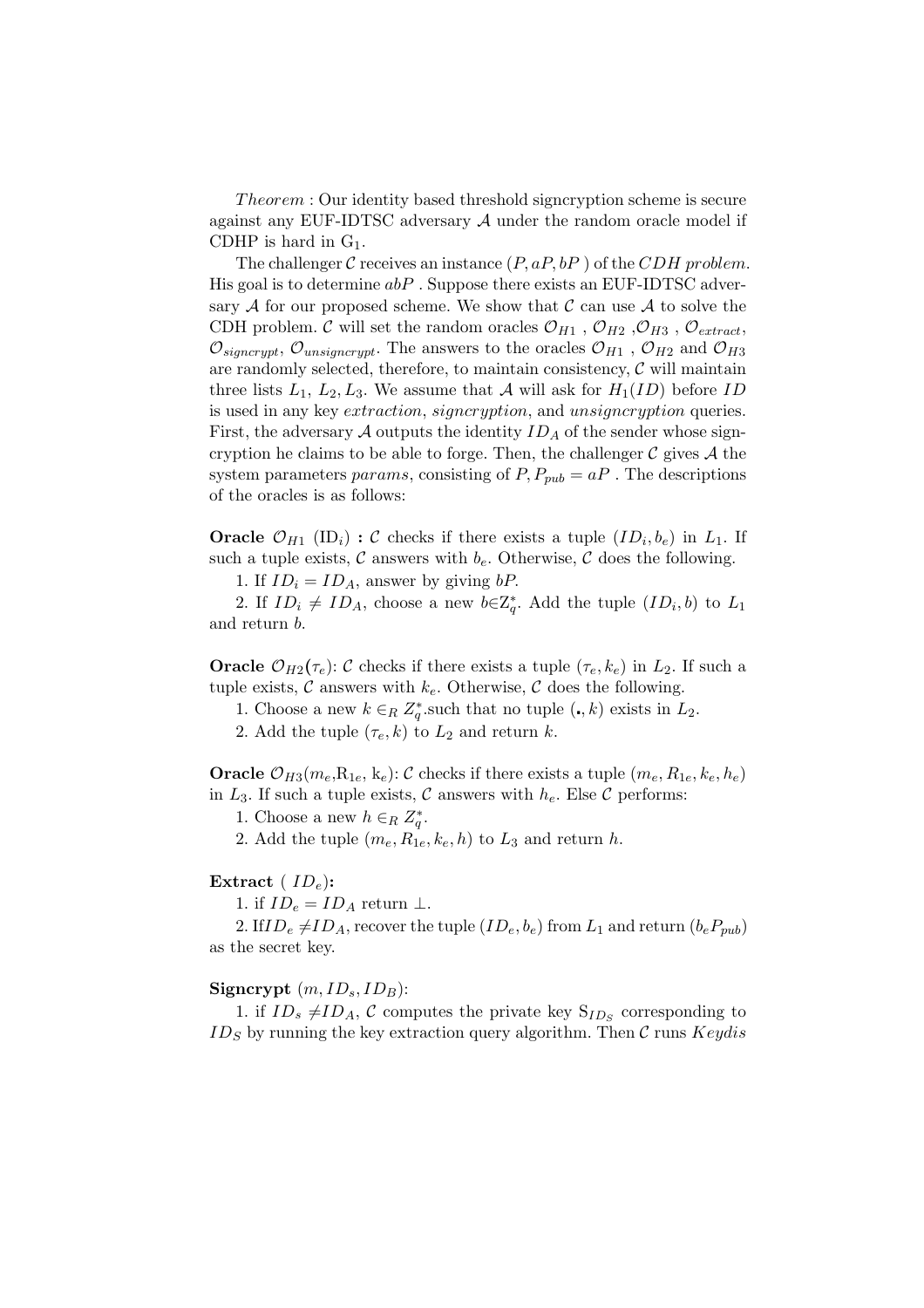*Theorem* : Our identity based threshold signcryption scheme is secure against any EUF-IDTSC adversary $\mathcal{A}$ under the random oracle model if CDHP is hard in $G_1$.

The challenger $\mathcal{C}$ receives an instance $(P, aP, bP)$ of the *CDH problem*. His goal is to determine $abP$ . Suppose there exists an EUF-IDTSC adversary $\mathcal{A}$ for our proposed scheme. We show that $\mathcal{C}$ can use $\mathcal{A}$ to solve the CDH problem. $\mathcal{C}$ will set the random oracles $\mathcal{O}_{H1}$ , $\mathcal{O}_{H2}$ ,$\mathcal{O}_{H3}$ , $\mathcal{O}_{extract}$, $\mathcal{O}_{signcrypt}$, $\mathcal{O}_{unsigncrypt}$. The answers to the oracles $\mathcal{O}_{H1}$ , $\mathcal{O}_{H2}$ and $\mathcal{O}_{H3}$ are randomly selected, therefore, to maintain consistency, $\mathcal{C}$ will maintain three lists $L_1$, $L_2$, $L_3$. We assume that $\mathcal{A}$ will ask for $H_1(ID)$ before $ID$ is used in any key *extraction*, *signcryption*, and *unsigncryption* queries. First, the adversary $\mathcal{A}$ outputs the identity $ID_A$ of the sender whose signcryption he claims to be able to forge. Then, the challenger $\mathcal{C}$ gives $\mathcal{A}$ the system parameters *params*, consisting of $P, P_{pub} = aP$ . The descriptions of the oracles is as follows:

**Oracle** $\mathcal{O}_{H1}$ $(\mathrm{ID}_i)$ **:** $\mathcal{C}$ checks if there exists a tuple $(ID_i, b_e)$ in $L_1$. If such a tuple exists, $\mathcal{C}$ answers with $b_e$. Otherwise, $\mathcal{C}$ does the following.

1. If $ID_i = ID_A$, answer by giving $bP$.

2. If $ID_i \neq ID_A$, choose a new $b \in Z_q^*$. Add the tuple $(ID_i, b)$ to $L_1$ and return $b$.

**Oracle** $\mathcal{O}_{H2}(\tau_e)$: $\mathcal{C}$ checks if there exists a tuple $(\tau_e, k_e)$ in $L_2$. If such a tuple exists, $\mathcal{C}$ answers with $k_e$. Otherwise, $\mathcal{C}$ does the following.

1. Choose a new $k \in_R Z_q^*$.such that no tuple $(., k)$ exists in $L_2$.

2. Add the tuple $(\tau_e, k)$ to $L_2$ and return $k$.

**Oracle** $\mathcal{O}_{H3}(m_e, \mathrm{R}_{1e}, \mathrm{k}_e)$: $\mathcal{C}$ checks if there exists a tuple $(m_e, R_{1e}, k_e, h_e)$ in $L_3$. If such a tuple exists, $\mathcal{C}$ answers with $h_e$. Else $\mathcal{C}$ performs:

1. Choose a new $h \in_R Z_q^*$.

2. Add the tuple $(m_e, R_{1e}, k_e, h)$ to $L_3$ and return $h$.

**Extract** ( $ID_e$)**:**

1. if $ID_e = ID_A$ return $\perp$.

2. If$ID_e \neq ID_A$, recover the tuple $(ID_e, b_e)$ from $L_1$ and return $(b_e P_{pub})$ as the secret key.

**Signcrypt** $(m, ID_s, ID_B)$:

1. if $ID_s \neq ID_A$, $\mathcal{C}$ computes the private key $\mathrm{S}_{ID_S}$ corresponding to $ID_S$ by running the key extraction query algorithm. Then $\mathcal{C}$ runs *Keydis*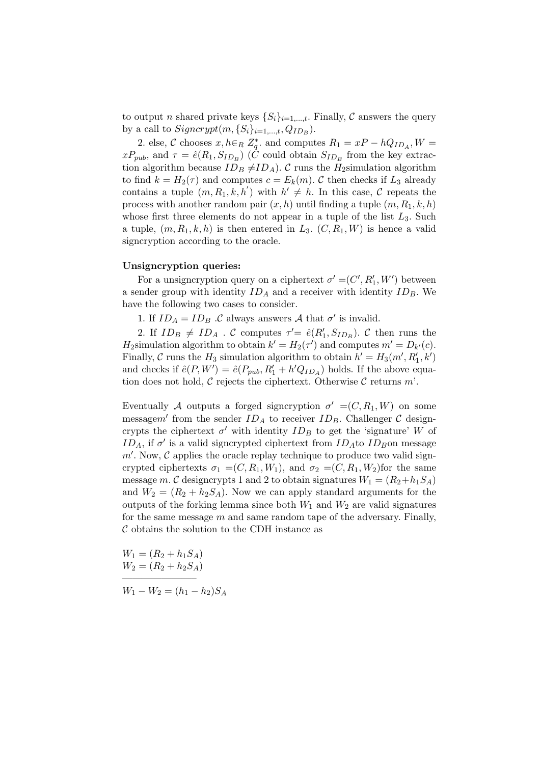to output $n$ shared private keys $\{S_i\}_{i=1,\dots,t}$. Finally, $\mathcal{C}$ answers the query by a call to $Signcrypt(m, \{S_i\}_{i=1,\dots,t}, Q_{ID_B})$.

2. else, $\mathcal{C}$ chooses $x, h \in_R Z_q^*$. and computes $R_1 = xP - hQ_{ID_A}$, $W = xP_{pub}$, and $\tau = \hat{e}(R_1, S_{ID_B})$ ($\mathcal{C}$ could obtain $S_{ID_B}$ from the key extraction algorithm because $ID_B \neq ID_A$). $\mathcal{C}$ runs the $H_2$simulation algorithm to find $k = H_2(\tau)$ and computes $c = E_k(m)$. $\mathcal{C}$ then checks if $L_3$ already contains a tuple $(m, R_1, k, h')$ with $h' \neq h$. In this case, $\mathcal{C}$ repeats the process with another random pair $(x, h)$ until finding a tuple $(m, R_1, k, h)$ whose first three elements do not appear in a tuple of the list $L_3$. Such a tuple, $(m, R_1, k, h)$ is then entered in $L_3$. $(C, R_1, W)$ is hence a valid signcryption according to the oracle.

**Unsigncryption queries:**

For a unsigncryption query on a ciphertext $\sigma' = (C', R_1', W')$ between a sender group with identity $ID_A$ and a receiver with identity $ID_B$. We have the following two cases to consider.

1. If $ID_A = ID_B$ .$\mathcal{C}$ always answers $\mathcal{A}$ that $\sigma'$ is invalid.

2. If $ID_B \neq ID_A$ . $\mathcal{C}$ computes $\tau' = \hat{e}(R_1', S_{ID_B})$. $\mathcal{C}$ then runs the $H_2$simulation algorithm to obtain $k' = H_2(\tau')$ and computes $m' = D_{k'}(c)$. Finally, $\mathcal{C}$ runs the $H_3$ simulation algorithm to obtain $h' = H_3(m', R_1', k')$ and checks if $\hat{e}(P, W') = \hat{e}(P_{pub}, R_1' + h'Q_{ID_A})$ holds. If the above equation does not hold, $\mathcal{C}$ rejects the ciphertext. Otherwise $\mathcal{C}$ returns $m$'.

Eventually $\mathcal{A}$ outputs a forged signcryption $\sigma' = (C, R_1, W)$ on some message$m'$ from the sender $ID_A$ to receiver $ID_B$. Challenger $\mathcal{C}$ designcrypts the ciphertext $\sigma'$ with identity $ID_B$ to get the 'signature' $W$ of $ID_A$, if $\sigma'$ is a valid signcrypted ciphertext from $ID_A$to $ID_B$on message $m'$. Now, $\mathcal{C}$ applies the oracle replay technique to produce two valid signcrypted ciphertexts $\sigma_1 = (C, R_1, W_1)$, and $\sigma_2 = (C, R_1, W_2)$for the same message $m$. $\mathcal{C}$ designcrypts 1 and 2 to obtain signatures $W_1 = (R_2 + h_1 S_A)$ and $W_2 = (R_2 + h_2 S_A)$. Now we can apply standard arguments for the outputs of the forking lemma since both $W_1$ and $W_2$ are valid signatures for the same message $m$ and same random tape of the adversary. Finally, $\mathcal{C}$ obtains the solution to the CDH instance as

$$W_1 = (R_2 + h_1 S_A)$$
$$W_2 = (R_2 + h_2 S_A)$$

---

$$W_1 - W_2 = (h_1 - h_2) S_A$$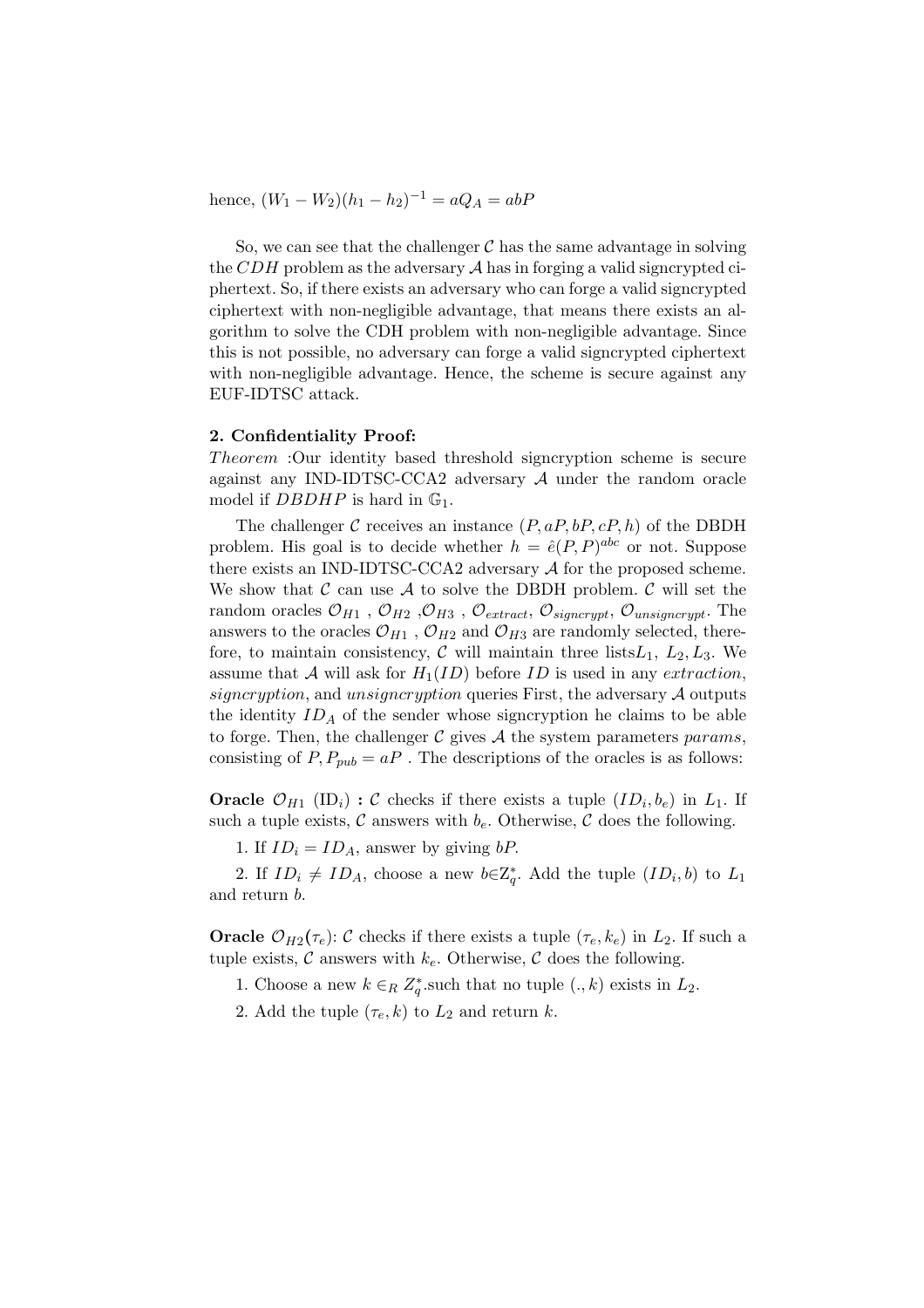hence, $(W_1 - W_2)(h_1 - h_2)^{-1} = aQ_A = abP$

So, we can see that the challenger $\mathcal{C}$ has the same advantage in solving the $CDH$ problem as the adversary $\mathcal{A}$ has in forging a valid signcrypted ciphertext. So, if there exists an adversary who can forge a valid signcrypted ciphertext with non-negligible advantage, that means there exists an algorithm to solve the CDH problem with non-negligible advantage. Since this is not possible, no adversary can forge a valid signcrypted ciphertext with non-negligible advantage. Hence, the scheme is secure against any EUF-IDTSC attack.

**2. Confidentiality Proof:**

*Theorem* :Our identity based threshold signcryption scheme is secure against any IND-IDTSC-CCA2 adversary $\mathcal{A}$ under the random oracle model if $DBDHP$ is hard in $\mathbb{G}_1$.

The challenger $\mathcal{C}$ receives an instance $(P, aP, bP, cP, h)$ of the DBDH problem. His goal is to decide whether $h = \hat{e}(P,P)^{abc}$ or not. Suppose there exists an IND-IDTSC-CCA2 adversary $\mathcal{A}$ for the proposed scheme. We show that $\mathcal{C}$ can use $\mathcal{A}$ to solve the DBDH problem. $\mathcal{C}$ will set the random oracles $\mathcal{O}_{H1}$ , $\mathcal{O}_{H2}$ ,$\mathcal{O}_{H3}$ , $\mathcal{O}_{extract}$, $\mathcal{O}_{signcrypt}$, $\mathcal{O}_{unsigncrypt}$. The answers to the oracles $\mathcal{O}_{H1}$ , $\mathcal{O}_{H2}$ and $\mathcal{O}_{H3}$ are randomly selected, therefore, to maintain consistency, $\mathcal{C}$ will maintain three lists$L_1$, $L_2, L_3$. We assume that $\mathcal{A}$ will ask for $H_1(ID)$ before $ID$ is used in any *extraction*, *signcryption*, and *unsigncryption* queries First, the adversary $\mathcal{A}$ outputs the identity $ID_A$ of the sender whose signcryption he claims to be able to forge. Then, the challenger $\mathcal{C}$ gives $\mathcal{A}$ the system parameters *params*, consisting of $P, P_{pub} = aP$ . The descriptions of the oracles is as follows:

**Oracle** $\mathcal{O}_{H1}$ (ID$_i$) **:** $\mathcal{C}$ checks if there exists a tuple $(ID_i, b_e)$ in $L_1$. If such a tuple exists, $\mathcal{C}$ answers with $b_e$. Otherwise, $\mathcal{C}$ does the following.

1. If $ID_i = ID_A$, answer by giving $bP$.

2. If $ID_i \neq ID_A$, choose a new $b \in Z_q^*$. Add the tuple $(ID_i, b)$ to $L_1$ and return $b$.

**Oracle** $\mathcal{O}_{H2}(\tau_e)$: $\mathcal{C}$ checks if there exists a tuple $(\tau_e, k_e)$ in $L_2$. If such a tuple exists, $\mathcal{C}$ answers with $k_e$. Otherwise, $\mathcal{C}$ does the following.

1. Choose a new $k \in_R Z_q^*$.such that no tuple $(., k)$ exists in $L_2$.

2. Add the tuple $(\tau_e, k)$ to $L_2$ and return $k$.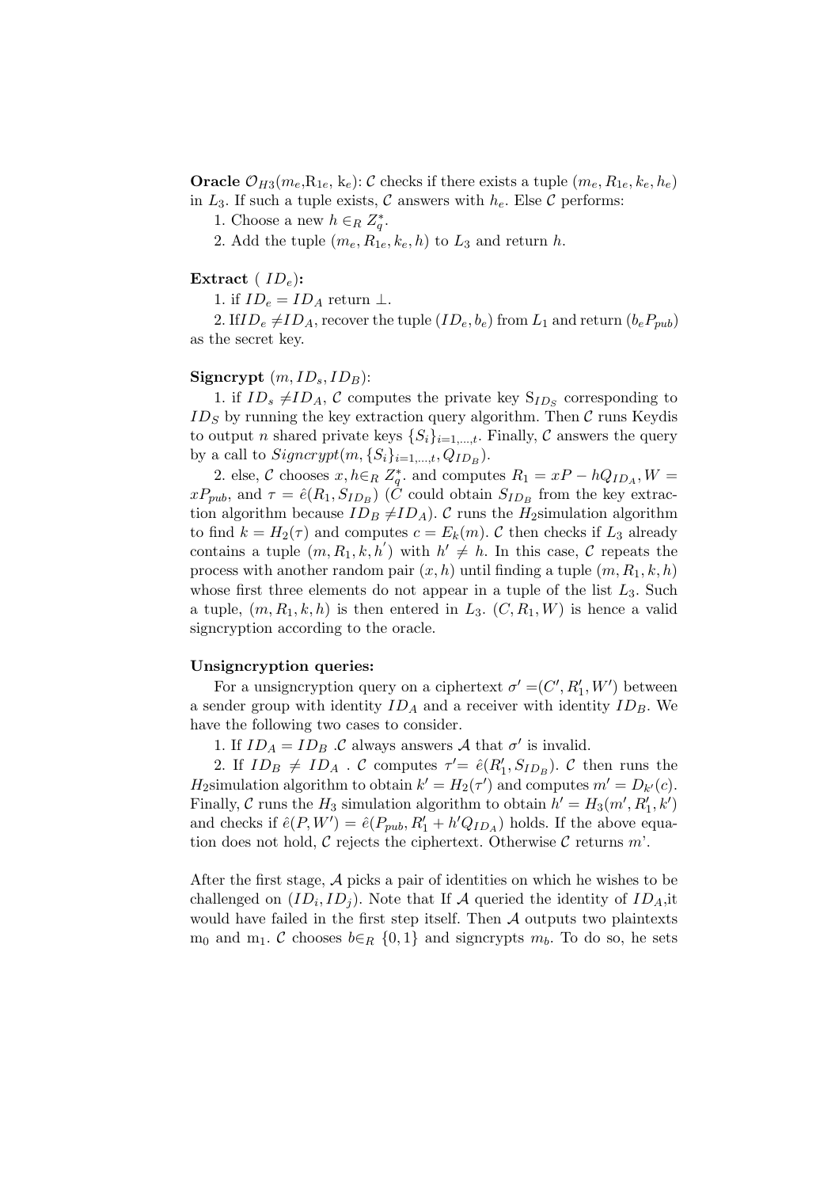**Oracle** $\mathcal{O}_{H3}(m_e, \mathrm{R}_{1e}, \mathrm{k}_e)$: $\mathcal{C}$ checks if there exists a tuple $(m_e, R_{1e}, k_e, h_e)$ in $L_3$. If such a tuple exists, $\mathcal{C}$ answers with $h_e$. Else $\mathcal{C}$ performs:

1. Choose a new $h \in_R Z_q^*$.
2. Add the tuple $(m_e, R_{1e}, k_e, h)$ to $L_3$ and return $h$.

**Extract** ( $ID_e$)**:**

1. if $ID_e = ID_A$ return $\perp$.
2. If$ID_e \neq ID_A$, recover the tuple $(ID_e, b_e)$ from $L_1$ and return $(b_e P_{pub})$ as the secret key.

**Signcrypt** $(m, ID_s, ID_B)$:

1. if $ID_s \neq ID_A$, $\mathcal{C}$ computes the private key $\mathrm{S}_{ID_S}$ corresponding to $ID_S$ by running the key extraction query algorithm. Then $\mathcal{C}$ runs Keydis to output $n$ shared private keys $\{S_i\}_{i=1,\ldots,t}$. Finally, $\mathcal{C}$ answers the query by a call to $Signcrypt(m, \{S_i\}_{i=1,\ldots,t}, Q_{ID_B})$.

2. else, $\mathcal{C}$ chooses $x, h \in_R Z_q^*$. and computes $R_1 = xP - hQ_{ID_A}, W = xP_{pub}$, and $\tau = \hat{e}(R_1, S_{ID_B})$ ($\mathcal{C}$ could obtain $S_{ID_B}$ from the key extraction algorithm because $ID_B \neq ID_A$). $\mathcal{C}$ runs the $H_2$simulation algorithm to find $k = H_2(\tau)$ and computes $c = E_k(m)$. $\mathcal{C}$ then checks if $L_3$ already contains a tuple $(m, R_1, k, h')$ with $h' \neq h$. In this case, $\mathcal{C}$ repeats the process with another random pair $(x, h)$ until finding a tuple $(m, R_1, k, h)$ whose first three elements do not appear in a tuple of the list $L_3$. Such a tuple, $(m, R_1, k, h)$ is then entered in $L_3$. $(C, R_1, W)$ is hence a valid signcryption according to the oracle.

**Unsigncryption queries:**

For a unsigncryption query on a ciphertext $\sigma' = (C', R_1', W')$ between a sender group with identity $ID_A$ and a receiver with identity $ID_B$. We have the following two cases to consider.

1. If $ID_A = ID_B$ .$\mathcal{C}$ always answers $\mathcal{A}$ that $\sigma'$ is invalid.
2. If $ID_B \neq ID_A$ . $\mathcal{C}$ computes $\tau' = \hat{e}(R_1', S_{ID_B})$. $\mathcal{C}$ then runs the $H_2$simulation algorithm to obtain $k' = H_2(\tau')$ and computes $m' = D_{k'}(c)$. Finally, $\mathcal{C}$ runs the $H_3$ simulation algorithm to obtain $h' = H_3(m', R_1', k')$ and checks if $\hat{e}(P, W') = \hat{e}(P_{pub}, R_1' + h'Q_{ID_A})$ holds. If the above equation does not hold, $\mathcal{C}$ rejects the ciphertext. Otherwise $\mathcal{C}$ returns $m$'.

After the first stage, $\mathcal{A}$ picks a pair of identities on which he wishes to be challenged on $(ID_i, ID_j)$. Note that If $\mathcal{A}$ queried the identity of $ID_A$,it would have failed in the first step itself. Then $\mathcal{A}$ outputs two plaintexts $\mathrm{m}_0$ and $\mathrm{m}_1$. $\mathcal{C}$ chooses $b \in_R \{0, 1\}$ and signcrypts $m_b$. To do so, he sets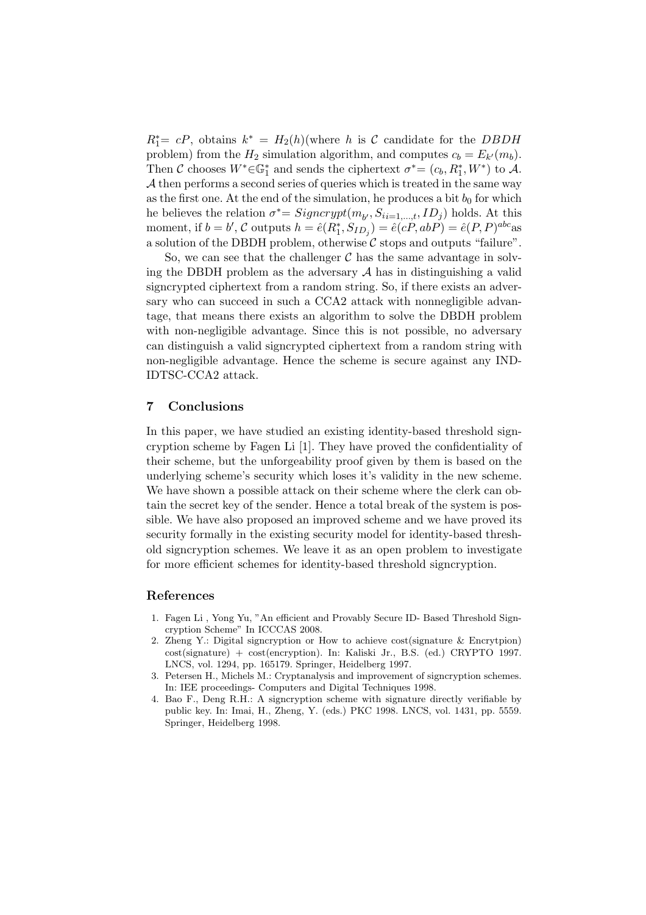$R_1^*= cP$, obtains $k^* = H_2(h)$(where $h$ is $\mathcal{C}$ candidate for the $DBDH$ problem) from the $H_2$ simulation algorithm, and computes $c_b = E_{k'}(m_b)$. Then $\mathcal{C}$ chooses $W^* \in \mathbb{G}_1^*$ and sends the ciphertext $\sigma^*= (c_b, R_1^*, W^*)$ to $\mathcal{A}$. $\mathcal{A}$ then performs a second series of queries which is treated in the same way as the first one. At the end of the simulation, he produces a bit $b_0$ for which he believes the relation $\sigma^*= Signcrypt(m_{b'}, S_{i i=1,\ldots,t}, ID_j)$ holds. At this moment, if $b = b'$, $\mathcal{C}$ outputs $h = \hat{e}(R_1^*, S_{ID_j}) = \hat{e}(cP, abP) = \hat{e}(P,P)^{abc}$as a solution of the DBDH problem, otherwise $\mathcal{C}$ stops and outputs "failure".

So, we can see that the challenger $\mathcal{C}$ has the same advantage in solving the DBDH problem as the adversary $\mathcal{A}$ has in distinguishing a valid signcrypted ciphertext from a random string. So, if there exists an adversary who can succeed in such a CCA2 attack with nonnegligible advantage, that means there exists an algorithm to solve the DBDH problem with non-negligible advantage. Since this is not possible, no adversary can distinguish a valid signcrypted ciphertext from a random string with non-negligible advantage. Hence the scheme is secure against any IND-IDTSC-CCA2 attack.

## 7 Conclusions

In this paper, we have studied an existing identity-based threshold signcryption scheme by Fagen Li [1]. They have proved the confidentiality of their scheme, but the unforgeability proof given by them is based on the underlying scheme's security which loses it's validity in the new scheme. We have shown a possible attack on their scheme where the clerk can obtain the secret key of the sender. Hence a total break of the system is possible. We have also proposed an improved scheme and we have proved its security formally in the existing security model for identity-based threshold signcryption schemes. We leave it as an open problem to investigate for more efficient schemes for identity-based threshold signcryption.

## References

1. Fagen Li , Yong Yu, "An efficient and Provably Secure ID- Based Threshold Signcryption Scheme" In ICCCAS 2008.
2. Zheng Y.: Digital signcryption or How to achieve cost(signature & Encrytpion) cost(signature) + cost(encryption). In: Kaliski Jr., B.S. (ed.) CRYPTO 1997. LNCS, vol. 1294, pp. 165179. Springer, Heidelberg 1997.
3. Petersen H., Michels M.: Cryptanalysis and improvement of signcryption schemes. In: IEE proceedings- Computers and Digital Techniques 1998.
4. Bao F., Deng R.H.: A signcryption scheme with signature directly verifiable by public key. In: Imai, H., Zheng, Y. (eds.) PKC 1998. LNCS, vol. 1431, pp. 5559. Springer, Heidelberg 1998.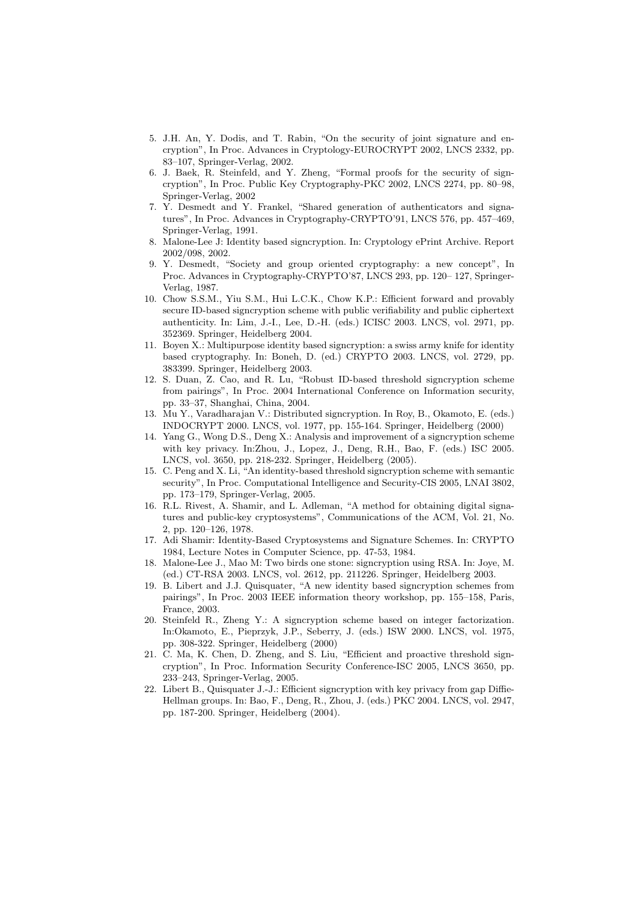5. J.H. An, Y. Dodis, and T. Rabin, "On the security of joint signature and encryption", In Proc. Advances in Cryptology-EUROCRYPT 2002, LNCS 2332, pp. 83–107, Springer-Verlag, 2002.
6. J. Baek, R. Steinfeld, and Y. Zheng, "Formal proofs for the security of signcryption", In Proc. Public Key Cryptography-PKC 2002, LNCS 2274, pp. 80–98, Springer-Verlag, 2002
7. Y. Desmedt and Y. Frankel, "Shared generation of authenticators and signatures", In Proc. Advances in Cryptography-CRYPTO'91, LNCS 576, pp. 457–469, Springer-Verlag, 1991.
8. Malone-Lee J: Identity based signcryption. In: Cryptology ePrint Archive. Report 2002/098, 2002.
9. Y. Desmedt, "Society and group oriented cryptography: a new concept", In Proc. Advances in Cryptography-CRYPTO'87, LNCS 293, pp. 120– 127, Springer-Verlag, 1987.
10. Chow S.S.M., Yiu S.M., Hui L.C.K., Chow K.P.: Efficient forward and provably secure ID-based signcryption scheme with public verifiability and public ciphertext authenticity. In: Lim, J.-I., Lee, D.-H. (eds.) ICISC 2003. LNCS, vol. 2971, pp. 352369. Springer, Heidelberg 2004.
11. Boyen X.: Multipurpose identity based signcryption: a swiss army knife for identity based cryptography. In: Boneh, D. (ed.) CRYPTO 2003. LNCS, vol. 2729, pp. 383399. Springer, Heidelberg 2003.
12. S. Duan, Z. Cao, and R. Lu, "Robust ID-based threshold signcryption scheme from pairings", In Proc. 2004 International Conference on Information security, pp. 33–37, Shanghai, China, 2004.
13. Mu Y., Varadharajan V.: Distributed signcryption. In Roy, B., Okamoto, E. (eds.) INDOCRYPT 2000. LNCS, vol. 1977, pp. 155-164. Springer, Heidelberg (2000)
14. Yang G., Wong D.S., Deng X.: Analysis and improvement of a signcryption scheme with key privacy. In:Zhou, J., Lopez, J., Deng, R.H., Bao, F. (eds.) ISC 2005. LNCS, vol. 3650, pp. 218-232. Springer, Heidelberg (2005).
15. C. Peng and X. Li, "An identity-based threshold signcryption scheme with semantic security", In Proc. Computational Intelligence and Security-CIS 2005, LNAI 3802, pp. 173–179, Springer-Verlag, 2005.
16. R.L. Rivest, A. Shamir, and L. Adleman, "A method for obtaining digital signatures and public-key cryptosystems", Communications of the ACM, Vol. 21, No. 2, pp. 120–126, 1978.
17. Adi Shamir: Identity-Based Cryptosystems and Signature Schemes. In: CRYPTO 1984, Lecture Notes in Computer Science, pp. 47-53, 1984.
18. Malone-Lee J., Mao M: Two birds one stone: signcryption using RSA. In: Joye, M. (ed.) CT-RSA 2003. LNCS, vol. 2612, pp. 211226. Springer, Heidelberg 2003.
19. B. Libert and J.J. Quisquater, "A new identity based signcryption schemes from pairings", In Proc. 2003 IEEE information theory workshop, pp. 155–158, Paris, France, 2003.
20. Steinfeld R., Zheng Y.: A signcryption scheme based on integer factorization. In:Okamoto, E., Pieprzyk, J.P., Seberry, J. (eds.) ISW 2000. LNCS, vol. 1975, pp. 308-322. Springer, Heidelberg (2000)
21. C. Ma, K. Chen, D. Zheng, and S. Liu, "Efficient and proactive threshold signcryption", In Proc. Information Security Conference-ISC 2005, LNCS 3650, pp. 233–243, Springer-Verlag, 2005.
22. Libert B., Quisquater J.-J.: Efficient signcryption with key privacy from gap Diffie-Hellman groups. In: Bao, F., Deng, R., Zhou, J. (eds.) PKC 2004. LNCS, vol. 2947, pp. 187-200. Springer, Heidelberg (2004).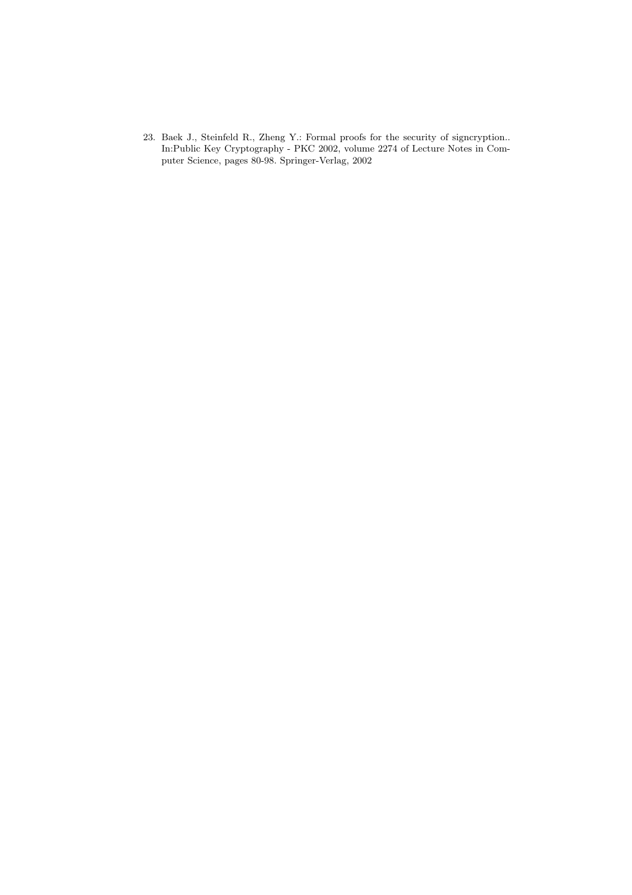23. Baek J., Steinfeld R., Zheng Y.: Formal proofs for the security of signcryption.. In:Public Key Cryptography - PKC 2002, volume 2274 of Lecture Notes in Computer Science, pages 80-98. Springer-Verlag, 2002